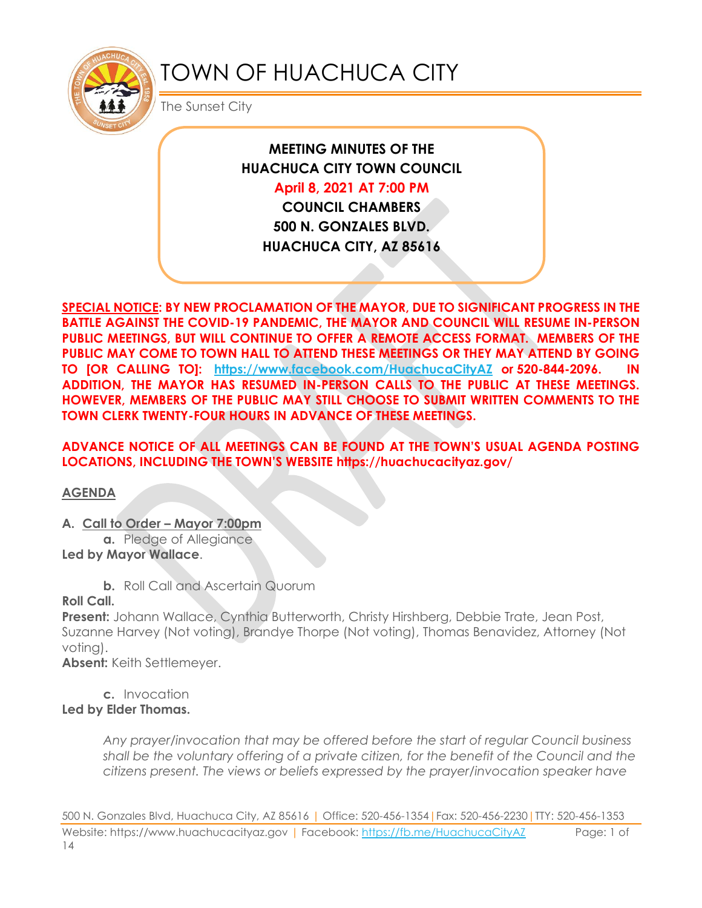# TOWN OF HUACHUCA CITY

The Sunset City

**MEETING MINUTES OF THE**
**HUACHUCA CITY TOWN COUNCIL**
**April 8, 2021 AT 7:00 PM**
**COUNCIL CHAMBERS**
**500 N. GONZALES BLVD.**
**HUACHUCA CITY, AZ 85616**

**SPECIAL NOTICE: BY NEW PROCLAMATION OF THE MAYOR, DUE TO SIGNIFICANT PROGRESS IN THE BATTLE AGAINST THE COVID-19 PANDEMIC, THE MAYOR AND COUNCIL WILL RESUME IN-PERSON PUBLIC MEETINGS, BUT WILL CONTINUE TO OFFER A REMOTE ACCESS FORMAT. MEMBERS OF THE PUBLIC MAY COME TO TOWN HALL TO ATTEND THESE MEETINGS OR THEY MAY ATTEND BY GOING TO [OR CALLING TO]: https://www.facebook.com/HuachucaCityAZ or 520-844-2096. IN ADDITION, THE MAYOR HAS RESUMED IN-PERSON CALLS TO THE PUBLIC AT THESE MEETINGS. HOWEVER, MEMBERS OF THE PUBLIC MAY STILL CHOOSE TO SUBMIT WRITTEN COMMENTS TO THE TOWN CLERK TWENTY-FOUR HOURS IN ADVANCE OF THESE MEETINGS.**

**ADVANCE NOTICE OF ALL MEETINGS CAN BE FOUND AT THE TOWN'S USUAL AGENDA POSTING LOCATIONS, INCLUDING THE TOWN'S WEBSITE https://huachucacityaz.gov/**

## AGENDA

**A. Call to Order – Mayor 7:00pm**

**a.** Pledge of Allegiance

**Led by Mayor Wallace**.

**b.** Roll Call and Ascertain Quorum

**Roll Call.**

**Present:** Johann Wallace, Cynthia Butterworth, Christy Hirshberg, Debbie Trate, Jean Post, Suzanne Harvey (Not voting), Brandye Thorpe (Not voting), Thomas Benavidez, Attorney (Not voting).

**Absent:** Keith Settlemeyer.

**c.** Invocation

**Led by Elder Thomas.**

*Any prayer/invocation that may be offered before the start of regular Council business shall be the voluntary offering of a private citizen, for the benefit of the Council and the citizens present. The views or beliefs expressed by the prayer/invocation speaker have*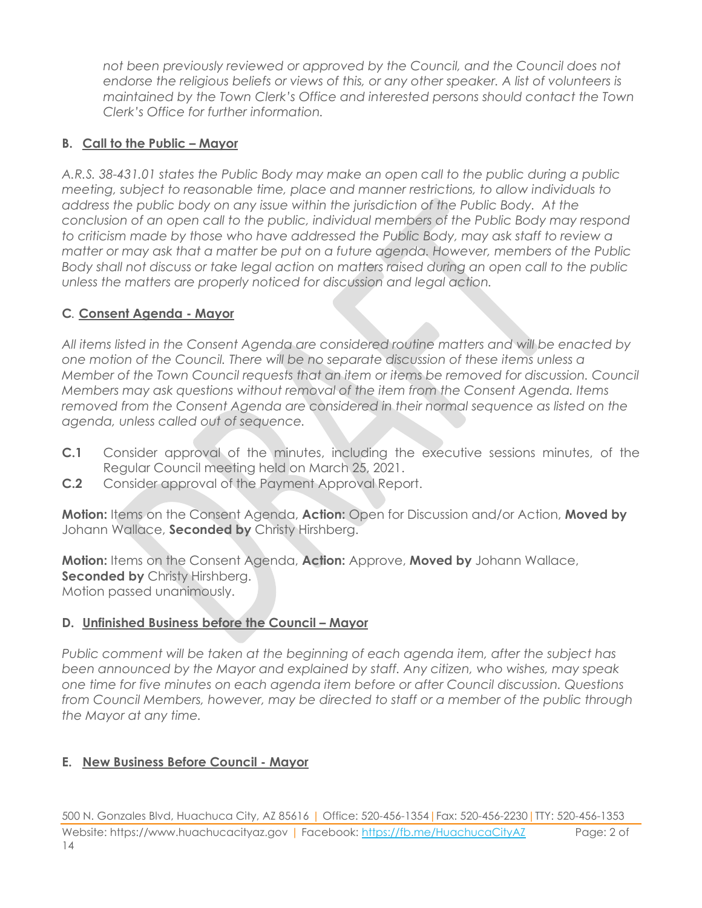*not been previously reviewed or approved by the Council, and the Council does not endorse the religious beliefs or views of this, or any other speaker. A list of volunteers is maintained by the Town Clerk's Office and interested persons should contact the Town Clerk's Office for further information.*

### B. Call to the Public – Mayor

*A.R.S. 38-431.01 states the Public Body may make an open call to the public during a public meeting, subject to reasonable time, place and manner restrictions, to allow individuals to address the public body on any issue within the jurisdiction of the Public Body. At the conclusion of an open call to the public, individual members of the Public Body may respond to criticism made by those who have addressed the Public Body, may ask staff to review a matter or may ask that a matter be put on a future agenda. However, members of the Public Body shall not discuss or take legal action on matters raised during an open call to the public unless the matters are properly noticed for discussion and legal action.*

### C. Consent Agenda - Mayor

*All items listed in the Consent Agenda are considered routine matters and will be enacted by one motion of the Council. There will be no separate discussion of these items unless a Member of the Town Council requests that an item or items be removed for discussion. Council Members may ask questions without removal of the item from the Consent Agenda. Items removed from the Consent Agenda are considered in their normal sequence as listed on the agenda, unless called out of sequence.*

**C.1** Consider approval of the minutes, including the executive sessions minutes, of the Regular Council meeting held on March 25, 2021.

**C.2** Consider approval of the Payment Approval Report.

**Motion:** Items on the Consent Agenda, **Action:** Open for Discussion and/or Action, **Moved by** Johann Wallace, **Seconded by** Christy Hirshberg.

**Motion:** Items on the Consent Agenda, **Action:** Approve, **Moved by** Johann Wallace, **Seconded by** Christy Hirshberg.
Motion passed unanimously.

### D. Unfinished Business before the Council – Mayor

*Public comment will be taken at the beginning of each agenda item, after the subject has been announced by the Mayor and explained by staff. Any citizen, who wishes, may speak one time for five minutes on each agenda item before or after Council discussion. Questions from Council Members, however, may be directed to staff or a member of the public through the Mayor at any time.*

### E. New Business Before Council - Mayor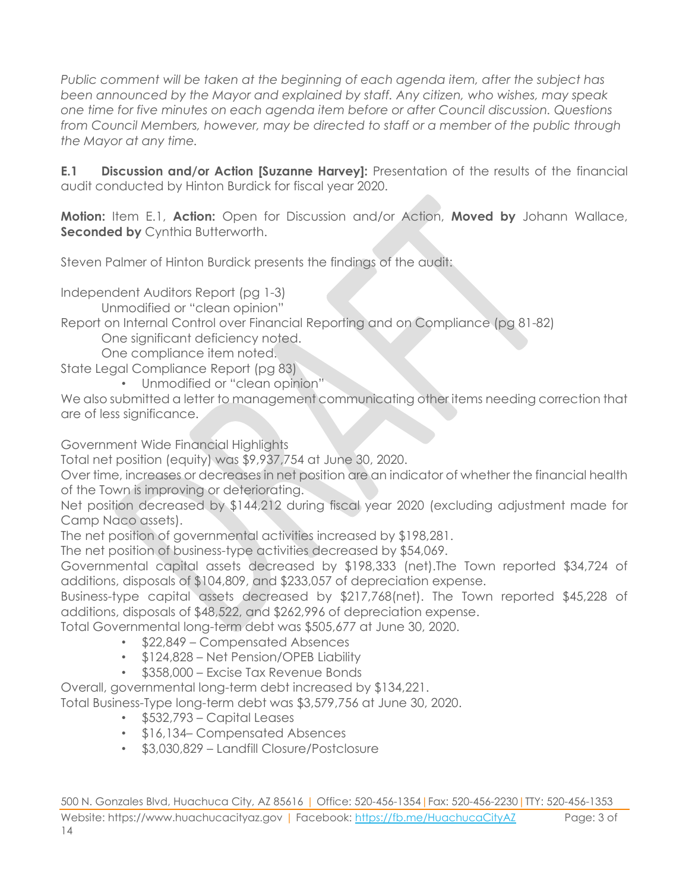*Public comment will be taken at the beginning of each agenda item, after the subject has been announced by the Mayor and explained by staff. Any citizen, who wishes, may speak one time for five minutes on each agenda item before or after Council discussion. Questions from Council Members, however, may be directed to staff or a member of the public through the Mayor at any time.*

**E.1 Discussion and/or Action [Suzanne Harvey]:** Presentation of the results of the financial audit conducted by Hinton Burdick for fiscal year 2020.

**Motion:** Item E.1, **Action:** Open for Discussion and/or Action, **Moved by** Johann Wallace, **Seconded by** Cynthia Butterworth.

Steven Palmer of Hinton Burdick presents the findings of the audit:

Independent Auditors Report (pg 1-3)

Unmodified or "clean opinion"

Report on Internal Control over Financial Reporting and on Compliance (pg 81-82)

One significant deficiency noted.

One compliance item noted.

State Legal Compliance Report (pg 83)

- Unmodified or "clean opinion"

We also submitted a letter to management communicating other items needing correction that are of less significance.

Government Wide Financial Highlights

Total net position (equity) was $9,937,754 at June 30, 2020.

Over time, increases or decreases in net position are an indicator of whether the financial health of the Town is improving or deteriorating.

Net position decreased by $144,212 during fiscal year 2020 (excluding adjustment made for Camp Naco assets).

The net position of governmental activities increased by $198,281.

The net position of business-type activities decreased by $54,069.

Governmental capital assets decreased by $198,333 (net).The Town reported $34,724 of additions, disposals of $104,809, and $233,057 of depreciation expense.

Business-type capital assets decreased by $217,768(net). The Town reported $45,228 of additions, disposals of $48,522, and $262,996 of depreciation expense.

Total Governmental long-term debt was $505,677 at June 30, 2020.

- $22,849 – Compensated Absences
- $124,828 – Net Pension/OPEB Liability
- $358,000 – Excise Tax Revenue Bonds

Overall, governmental long-term debt increased by $134,221.

Total Business-Type long-term debt was $3,579,756 at June 30, 2020.

- $532,793 – Capital Leases
- $16,134– Compensated Absences
- $3,030,829 – Landfill Closure/Postclosure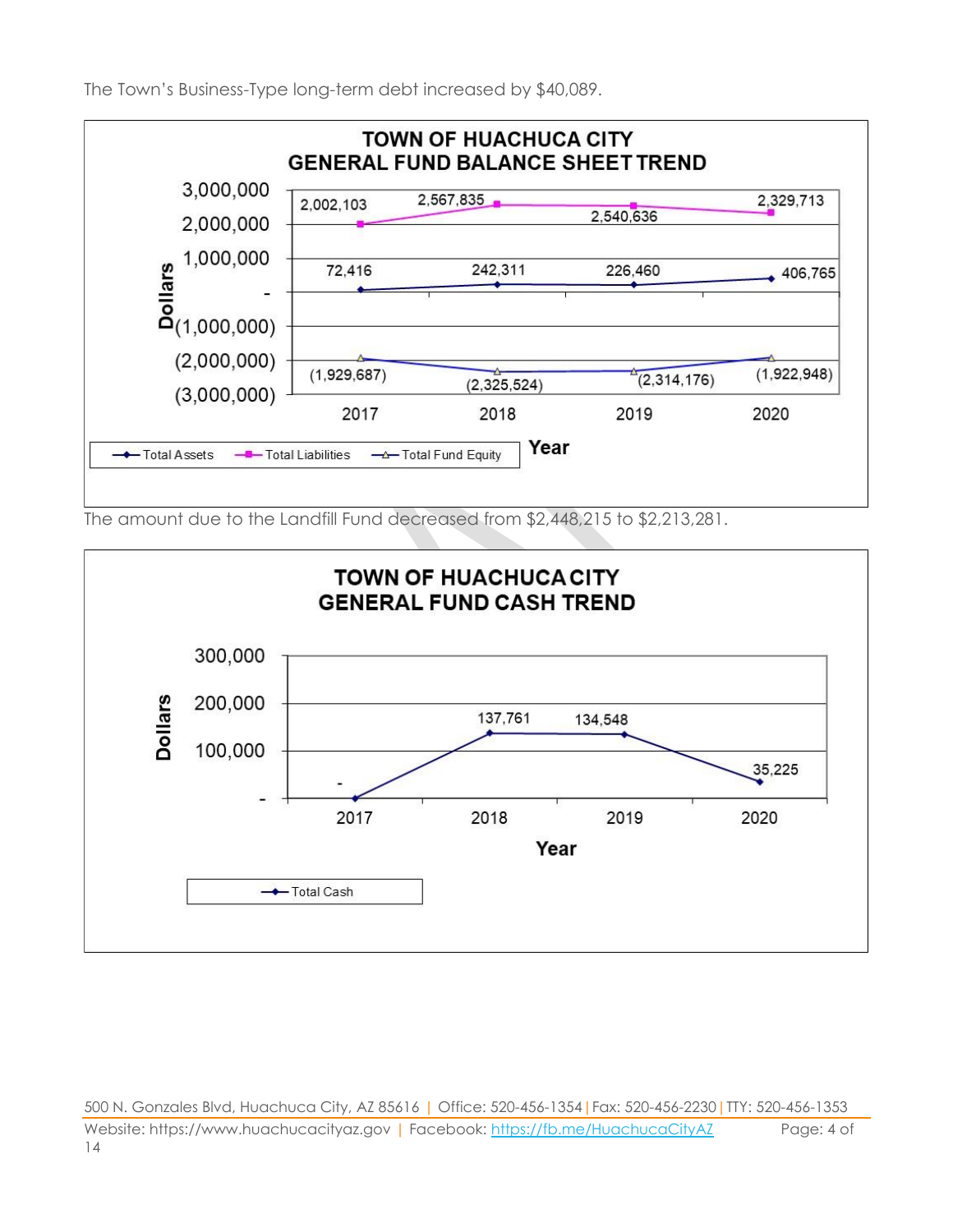The Town's Business-Type long-term debt increased by $40,089.

**TOWN OF HUACHUCA CITY**
**GENERAL FUND BALANCE SHEET TREND**

| Year | Total Assets | Total Liabilities | Total Fund Equity |
|---|---|---|---|
| 2017 | 72,416 | 2,002,103 | (1,929,687) |
| 2018 | 242,311 | 2,567,835 | (2,325,524) |
| 2019 | 226,460 | 2,540,636 | (2,314,176) |
| 2020 | 406,765 | 2,329,713 | (1,922,948) |

The amount due to the Landfill Fund decreased from $2,448,215 to $2,213,281.

**TOWN OF HUACHUCA CITY**
**GENERAL FUND CASH TREND**

| Year | Total Cash |
|---|---|
| 2017 | - |
| 2018 | 137,761 |
| 2019 | 134,548 |
| 2020 | 35,225 |

500 N. Gonzales Blvd, Huachuca City, AZ 85616 | Office: 520-456-1354 | Fax: 520-456-2230 | TTY: 520-456-1353
Website: https://www.huachucacityaz.gov | Facebook: https://fb.me/HuachucaCityAZ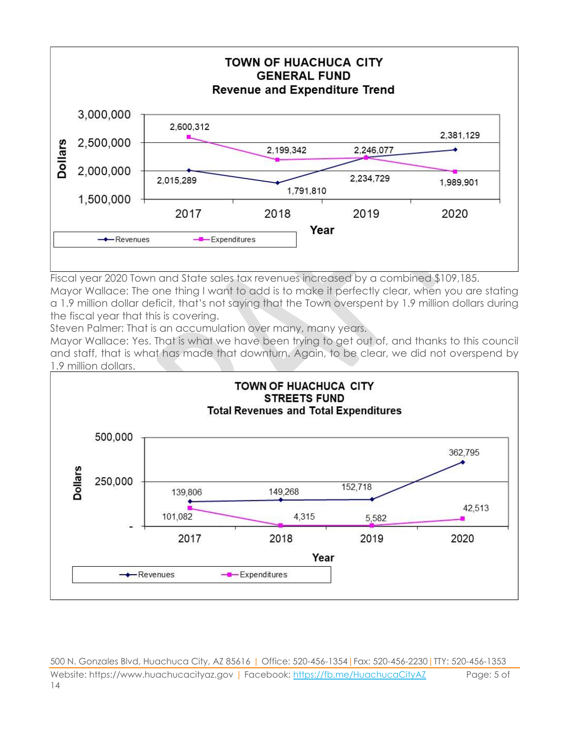**TOWN OF HUACHUCA CITY**
**GENERAL FUND**
**Revenue and Expenditure Trend**

| Year | Revenues | Expenditures |
|---|---|---|
| 2017 | 2,015,289 | 2,600,312 |
| 2018 | 1,791,810 | 2,199,342 |
| 2019 | 2,234,729 | 2,246,077 |
| 2020 | 2,381,129 | 1,989,901 |

Fiscal year 2020 Town and State sales tax revenues increased by a combined $109,185.

Mayor Wallace: The one thing I want to add is to make it perfectly clear, when you are stating a 1.9 million dollar deficit, that's not saying that the Town overspent by 1.9 million dollars during the fiscal year that this is covering.

Steven Palmer: That is an accumulation over many, many years.

Mayor Wallace: Yes. That is what we have been trying to get out of, and thanks to this council and staff, that is what has made that downturn. Again, to be clear, we did not overspend by 1.9 million dollars.

**TOWN OF HUACHUCA CITY**
**STREETS FUND**
**Total Revenues and Total Expenditures**

| Year | Revenues | Expenditures |
|---|---|---|
| 2017 | 139,806 | 101,082 |
| 2018 | 149,268 | 4,315 |
| 2019 | 152,718 | 5,582 |
| 2020 | 362,795 | 42,513 |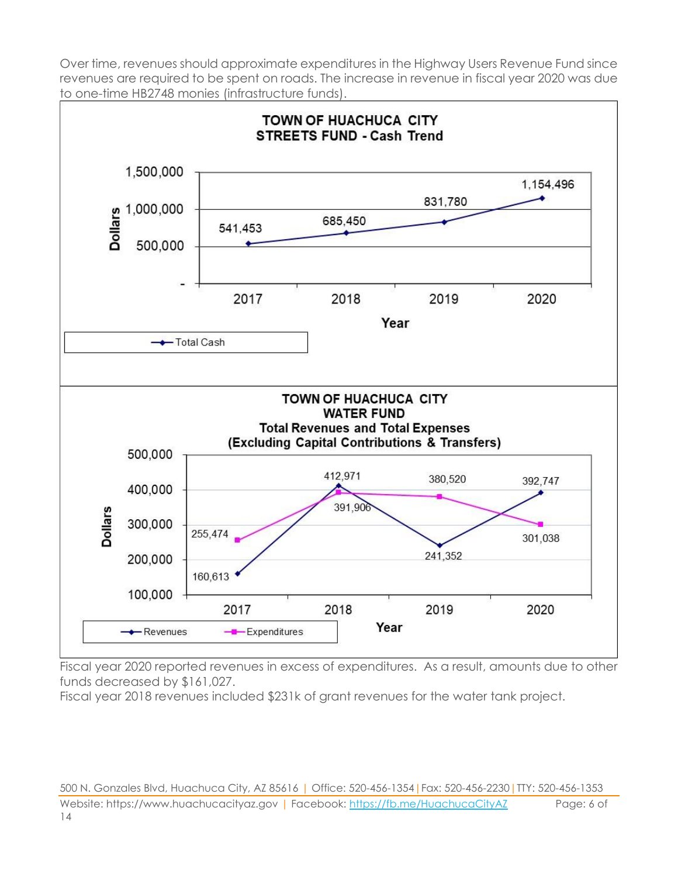Over time, revenues should approximate expenditures in the Highway Users Revenue Fund since revenues are required to be spent on roads. The increase in revenue in fiscal year 2020 was due to one-time HB2748 monies (infrastructure funds).

**TOWN OF HUACHUCA CITY**
**STREETS FUND - Cash Trend**

| Year | Total Cash |
|---|---|
| 2017 | 541,453 |
| 2018 | 685,450 |
| 2019 | 831,780 |
| 2020 | 1,154,496 |

**TOWN OF HUACHUCA CITY**
**WATER FUND**
**Total Revenues and Total Expenses**
**(Excluding Capital Contributions & Transfers)**

| Year | Revenues | Expenditures |
|---|---|---|
| 2017 | 160,613 | 255,474 |
| 2018 | 412,971 | 391,906 |
| 2019 | 241,352 | 380,520 |
| 2020 | 392,747 | 301,038 |

Fiscal year 2020 reported revenues in excess of expenditures. As a result, amounts due to other funds decreased by $161,027.
Fiscal year 2018 revenues included $231k of grant revenues for the water tank project.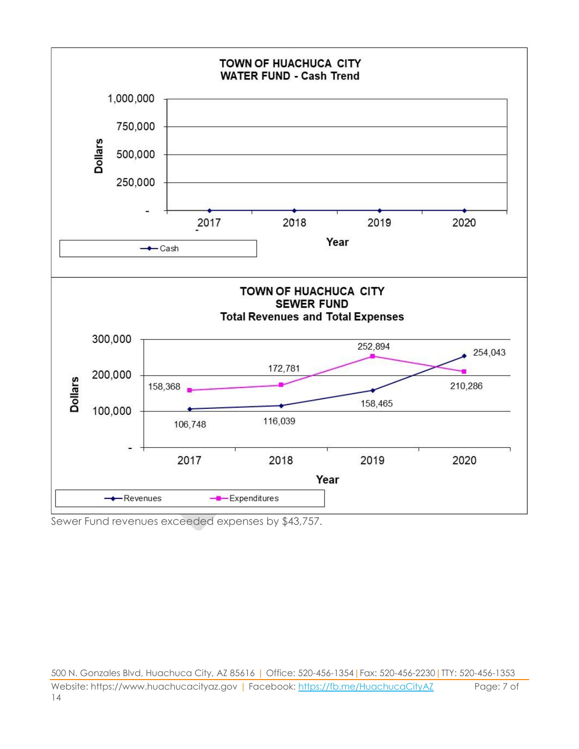**TOWN OF HUACHUCA CITY**
**WATER FUND - Cash Trend**

| Year | Cash |
|---|---|
| 2017 | - |
| 2018 | - |
| 2019 | - |
| 2020 | - |

**TOWN OF HUACHUCA CITY**
**SEWER FUND**
**Total Revenues and Total Expenses**

| Year | Revenues | Expenditures |
|---|---|---|
| 2017 | 106,748 | 158,368 |
| 2018 | 116,039 | 172,781 |
| 2019 | 158,465 | 252,894 |
| 2020 | 254,043 | 210,286 |

Sewer Fund revenues exceeded expenses by $43,757.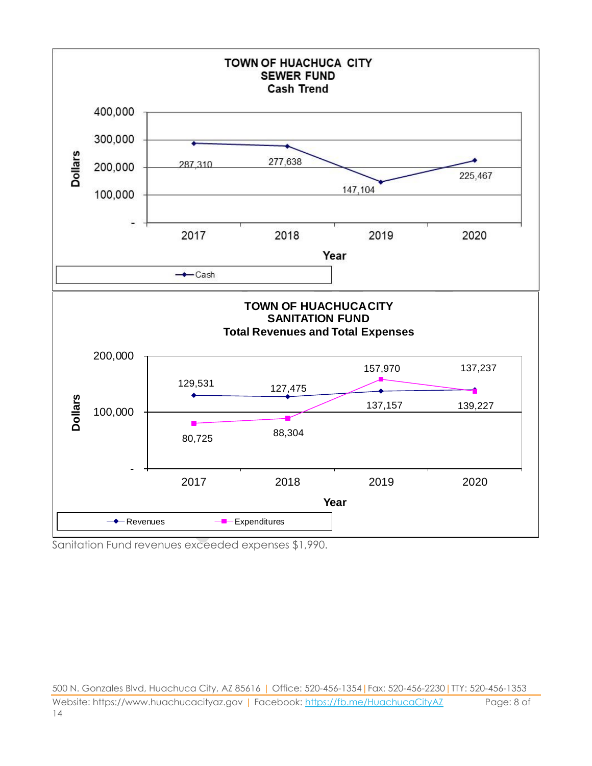**TOWN OF HUACHUCA CITY**
**SEWER FUND**
**Cash Trend**

| Year | Cash |
|---|---|
| 2017 | 287,310 |
| 2018 | 277,638 |
| 2019 | 147,104 |
| 2020 | 225,467 |

**TOWN OF HUACHUCA CITY**
**SANITATION FUND**
**Total Revenues and Total Expenses**

| Year | Revenues | Expenditures |
|---|---|---|
| 2017 | 129,531 | 80,725 |
| 2018 | 127,475 | 88,304 |
| 2019 | 137,157 | 157,970 |
| 2020 | 139,227 | 137,237 |

Sanitation Fund revenues exceeded expenses $1,990.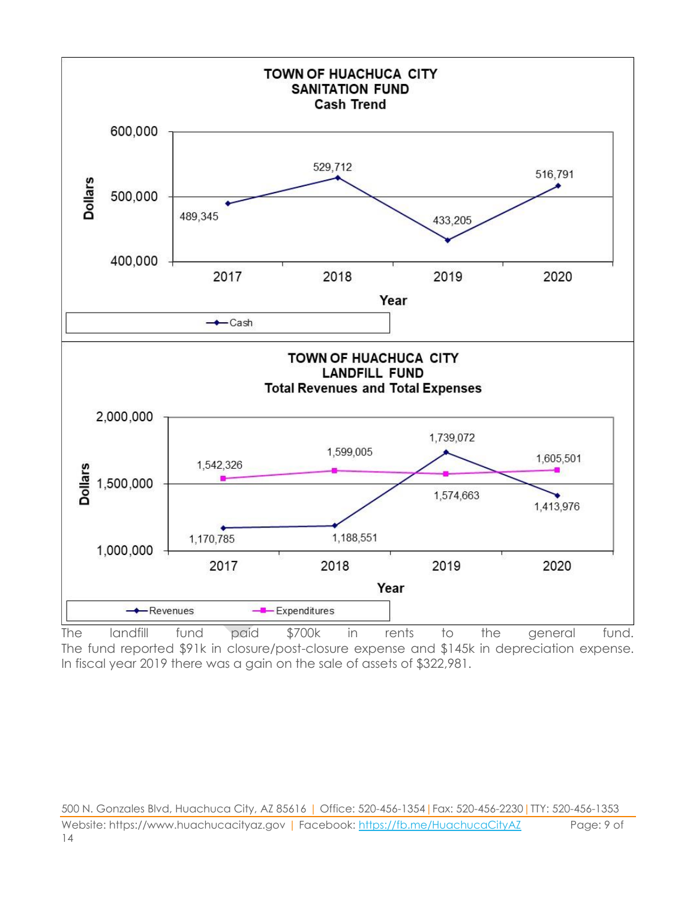**TOWN OF HUACHUCA CITY**
**SANITATION FUND**
**Cash Trend**

| Year | Cash |
|---|---|
| 2017 | 489,345 |
| 2018 | 529,712 |
| 2019 | 433,205 |
| 2020 | 516,791 |

**TOWN OF HUACHUCA CITY**
**LANDFILL FUND**
**Total Revenues and Total Expenses**

| Year | Revenues | Expenditures |
|---|---|---|
| 2017 | 1,170,785 | 1,542,326 |
| 2018 | 1,188,551 | 1,599,005 |
| 2019 | 1,739,072 | 1,574,663 |
| 2020 | 1,413,976 | 1,605,501 |

The landfill fund paid $700k in rents to the general fund. The fund reported $91k in closure/post-closure expense and $145k in depreciation expense. In fiscal year 2019 there was a gain on the sale of assets of $322,981.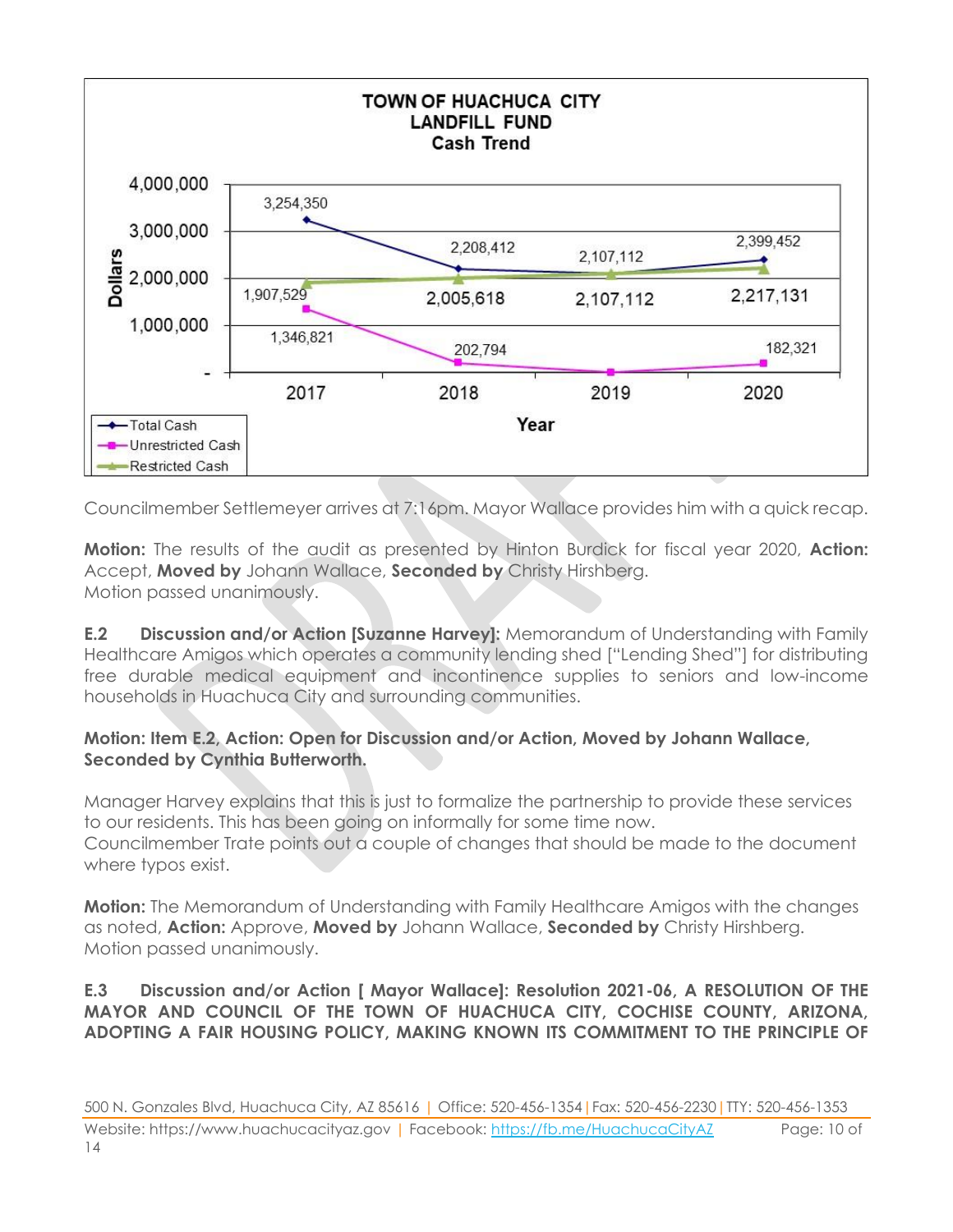**TOWN OF HUACHUCA CITY**
**LANDFILL FUND**
**Cash Trend**

| Year | Total Cash | Unrestricted Cash | Restricted Cash |
|---|---|---|---|
| 2017 | 3,254,350 | 1,346,821 | 1,907,529 |
| 2018 | 2,208,412 | 202,794 | 2,005,618 |
| 2019 | 2,107,112 | | 2,107,112 |
| 2020 | 2,399,452 | 182,321 | 2,217,131 |

Councilmember Settlemeyer arrives at 7:16pm. Mayor Wallace provides him with a quick recap.

**Motion:** The results of the audit as presented by Hinton Burdick for fiscal year 2020, **Action:** Accept, **Moved by** Johann Wallace, **Seconded by** Christy Hirshberg.
Motion passed unanimously.

**E.2 Discussion and/or Action [Suzanne Harvey]:** Memorandum of Understanding with Family Healthcare Amigos which operates a community lending shed ["Lending Shed"] for distributing free durable medical equipment and incontinence supplies to seniors and low-income households in Huachuca City and surrounding communities.

**Motion: Item E.2, Action: Open for Discussion and/or Action, Moved by Johann Wallace, Seconded by Cynthia Butterworth.**

Manager Harvey explains that this is just to formalize the partnership to provide these services to our residents. This has been going on informally for some time now.
Councilmember Trate points out a couple of changes that should be made to the document where typos exist.

**Motion:** The Memorandum of Understanding with Family Healthcare Amigos with the changes as noted, **Action:** Approve, **Moved by** Johann Wallace, **Seconded by** Christy Hirshberg.
Motion passed unanimously.

**E.3 Discussion and/or Action [ Mayor Wallace]: Resolution 2021-06, A RESOLUTION OF THE MAYOR AND COUNCIL OF THE TOWN OF HUACHUCA CITY, COCHISE COUNTY, ARIZONA, ADOPTING A FAIR HOUSING POLICY, MAKING KNOWN ITS COMMITMENT TO THE PRINCIPLE OF**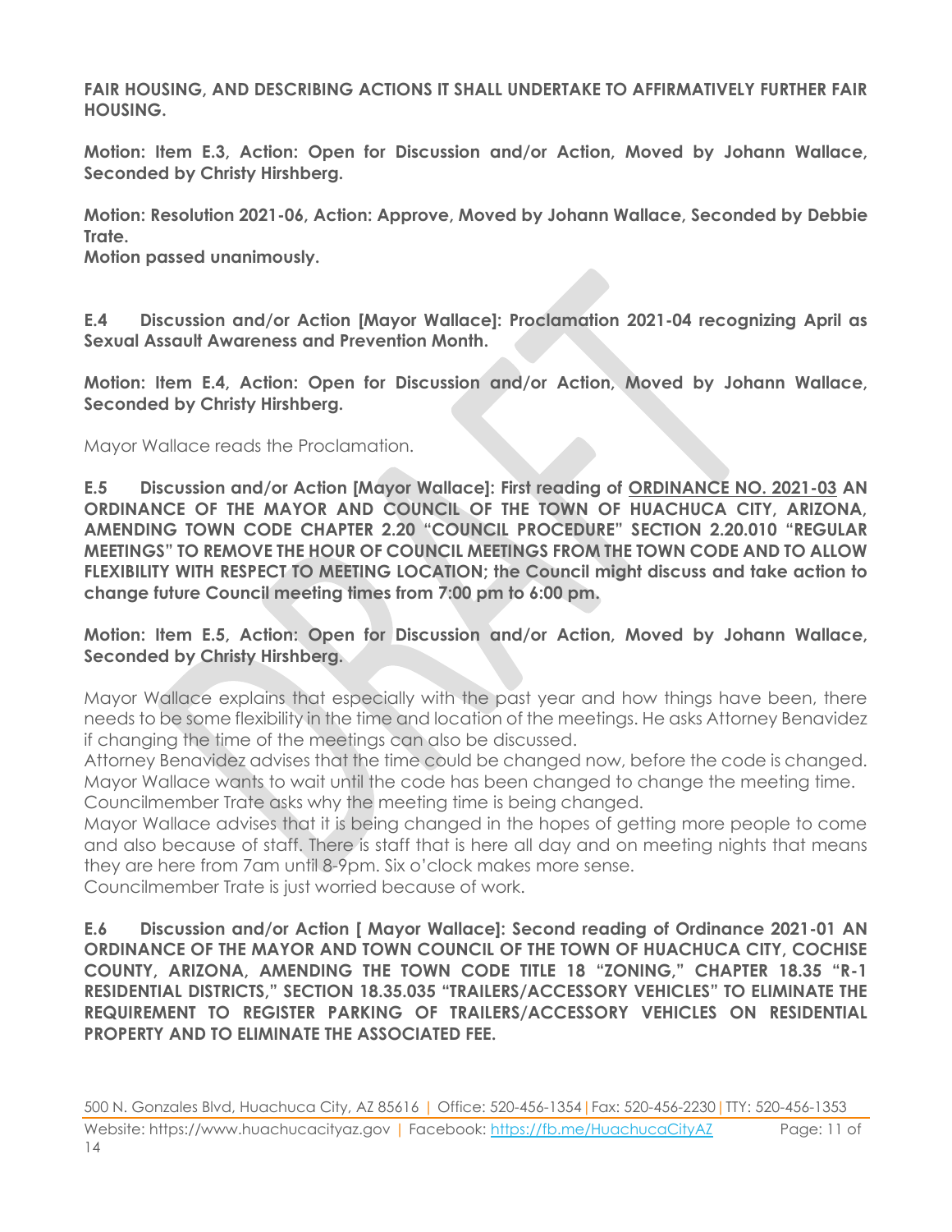**FAIR HOUSING, AND DESCRIBING ACTIONS IT SHALL UNDERTAKE TO AFFIRMATIVELY FURTHER FAIR HOUSING.**

**Motion: Item E.3, Action: Open for Discussion and/or Action, Moved by Johann Wallace, Seconded by Christy Hirshberg.**

**Motion: Resolution 2021-06, Action: Approve, Moved by Johann Wallace, Seconded by Debbie Trate.**
**Motion passed unanimously.**

**E.4 Discussion and/or Action [Mayor Wallace]: Proclamation 2021-04 recognizing April as Sexual Assault Awareness and Prevention Month.**

**Motion: Item E.4, Action: Open for Discussion and/or Action, Moved by Johann Wallace, Seconded by Christy Hirshberg.**

Mayor Wallace reads the Proclamation.

**E.5 Discussion and/or Action [Mayor Wallace]: First reading of <u>ORDINANCE NO. 2021-03</u> AN ORDINANCE OF THE MAYOR AND COUNCIL OF THE TOWN OF HUACHUCA CITY, ARIZONA, AMENDING TOWN CODE CHAPTER 2.20 "COUNCIL PROCEDURE" SECTION 2.20.010 "REGULAR MEETINGS" TO REMOVE THE HOUR OF COUNCIL MEETINGS FROM THE TOWN CODE AND TO ALLOW FLEXIBILITY WITH RESPECT TO MEETING LOCATION; the Council might discuss and take action to change future Council meeting times from 7:00 pm to 6:00 pm.**

**Motion: Item E.5, Action: Open for Discussion and/or Action, Moved by Johann Wallace, Seconded by Christy Hirshberg.**

Mayor Wallace explains that especially with the past year and how things have been, there needs to be some flexibility in the time and location of the meetings. He asks Attorney Benavidez if changing the time of the meetings can also be discussed.
Attorney Benavidez advises that the time could be changed now, before the code is changed.
Mayor Wallace wants to wait until the code has been changed to change the meeting time.
Councilmember Trate asks why the meeting time is being changed.
Mayor Wallace advises that it is being changed in the hopes of getting more people to come and also because of staff. There is staff that is here all day and on meeting nights that means they are here from 7am until 8-9pm. Six o'clock makes more sense.
Councilmember Trate is just worried because of work.

**E.6 Discussion and/or Action [ Mayor Wallace]: Second reading of Ordinance 2021-01 AN ORDINANCE OF THE MAYOR AND TOWN COUNCIL OF THE TOWN OF HUACHUCA CITY, COCHISE COUNTY, ARIZONA, AMENDING THE TOWN CODE TITLE 18 "ZONING," CHAPTER 18.35 "R-1 RESIDENTIAL DISTRICTS," SECTION 18.35.035 "TRAILERS/ACCESSORY VEHICLES" TO ELIMINATE THE REQUIREMENT TO REGISTER PARKING OF TRAILERS/ACCESSORY VEHICLES ON RESIDENTIAL PROPERTY AND TO ELIMINATE THE ASSOCIATED FEE.**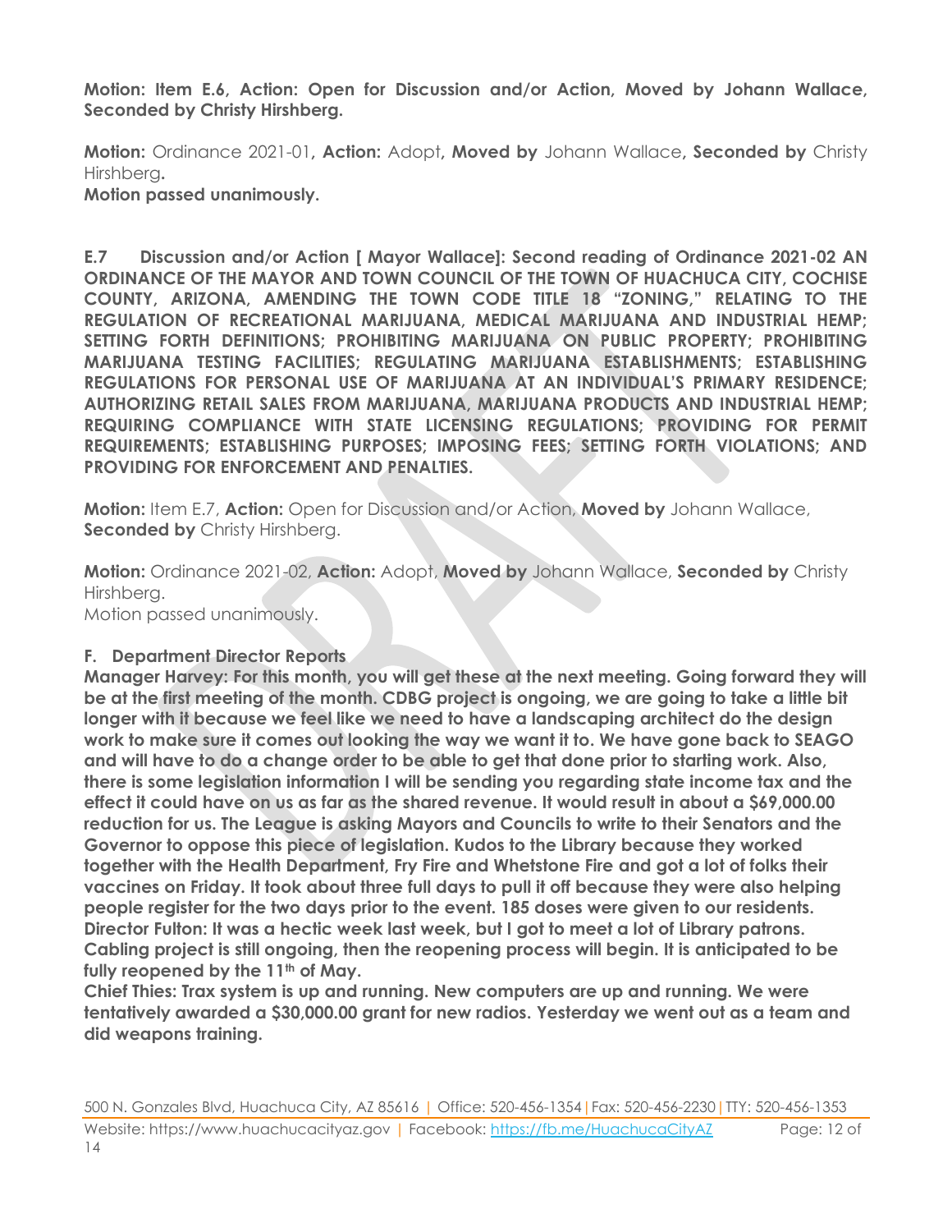**Motion: Item E.6, Action: Open for Discussion and/or Action, Moved by Johann Wallace, Seconded by Christy Hirshberg.**

**Motion:** Ordinance 2021-01**, Action:** Adopt**, Moved by** Johann Wallace**, Seconded by** Christy Hirshberg**.**
**Motion passed unanimously.**

**E.7 Discussion and/or Action [ Mayor Wallace]: Second reading of Ordinance 2021-02 AN ORDINANCE OF THE MAYOR AND TOWN COUNCIL OF THE TOWN OF HUACHUCA CITY, COCHISE COUNTY, ARIZONA, AMENDING THE TOWN CODE TITLE 18 "ZONING," RELATING TO THE REGULATION OF RECREATIONAL MARIJUANA, MEDICAL MARIJUANA AND INDUSTRIAL HEMP; SETTING FORTH DEFINITIONS; PROHIBITING MARIJUANA ON PUBLIC PROPERTY; PROHIBITING MARIJUANA TESTING FACILITIES; REGULATING MARIJUANA ESTABLISHMENTS; ESTABLISHING REGULATIONS FOR PERSONAL USE OF MARIJUANA AT AN INDIVIDUAL'S PRIMARY RESIDENCE; AUTHORIZING RETAIL SALES FROM MARIJUANA, MARIJUANA PRODUCTS AND INDUSTRIAL HEMP; REQUIRING COMPLIANCE WITH STATE LICENSING REGULATIONS; PROVIDING FOR PERMIT REQUIREMENTS; ESTABLISHING PURPOSES; IMPOSING FEES; SETTING FORTH VIOLATIONS; AND PROVIDING FOR ENFORCEMENT AND PENALTIES.**

**Motion:** Item E.7, **Action:** Open for Discussion and/or Action, **Moved by** Johann Wallace, **Seconded by** Christy Hirshberg.

**Motion:** Ordinance 2021-02, **Action:** Adopt, **Moved by** Johann Wallace, **Seconded by** Christy Hirshberg.
Motion passed unanimously.

**F. Department Director Reports**

**Manager Harvey: For this month, you will get these at the next meeting. Going forward they will be at the first meeting of the month. CDBG project is ongoing, we are going to take a little bit longer with it because we feel like we need to have a landscaping architect do the design work to make sure it comes out looking the way we want it to. We have gone back to SEAGO and will have to do a change order to be able to get that done prior to starting work. Also, there is some legislation information I will be sending you regarding state income tax and the effect it could have on us as far as the shared revenue. It would result in about a $69,000.00 reduction for us. The League is asking Mayors and Councils to write to their Senators and the Governor to oppose this piece of legislation. Kudos to the Library because they worked together with the Health Department, Fry Fire and Whetstone Fire and got a lot of folks their vaccines on Friday. It took about three full days to pull it off because they were also helping people register for the two days prior to the event. 185 doses were given to our residents.**

**Director Fulton: It was a hectic week last week, but I got to meet a lot of Library patrons. Cabling project is still ongoing, then the reopening process will begin. It is anticipated to be fully reopened by the 11th of May.**

**Chief Thies: Trax system is up and running. New computers are up and running. We were tentatively awarded a $30,000.00 grant for new radios. Yesterday we went out as a team and did weapons training.**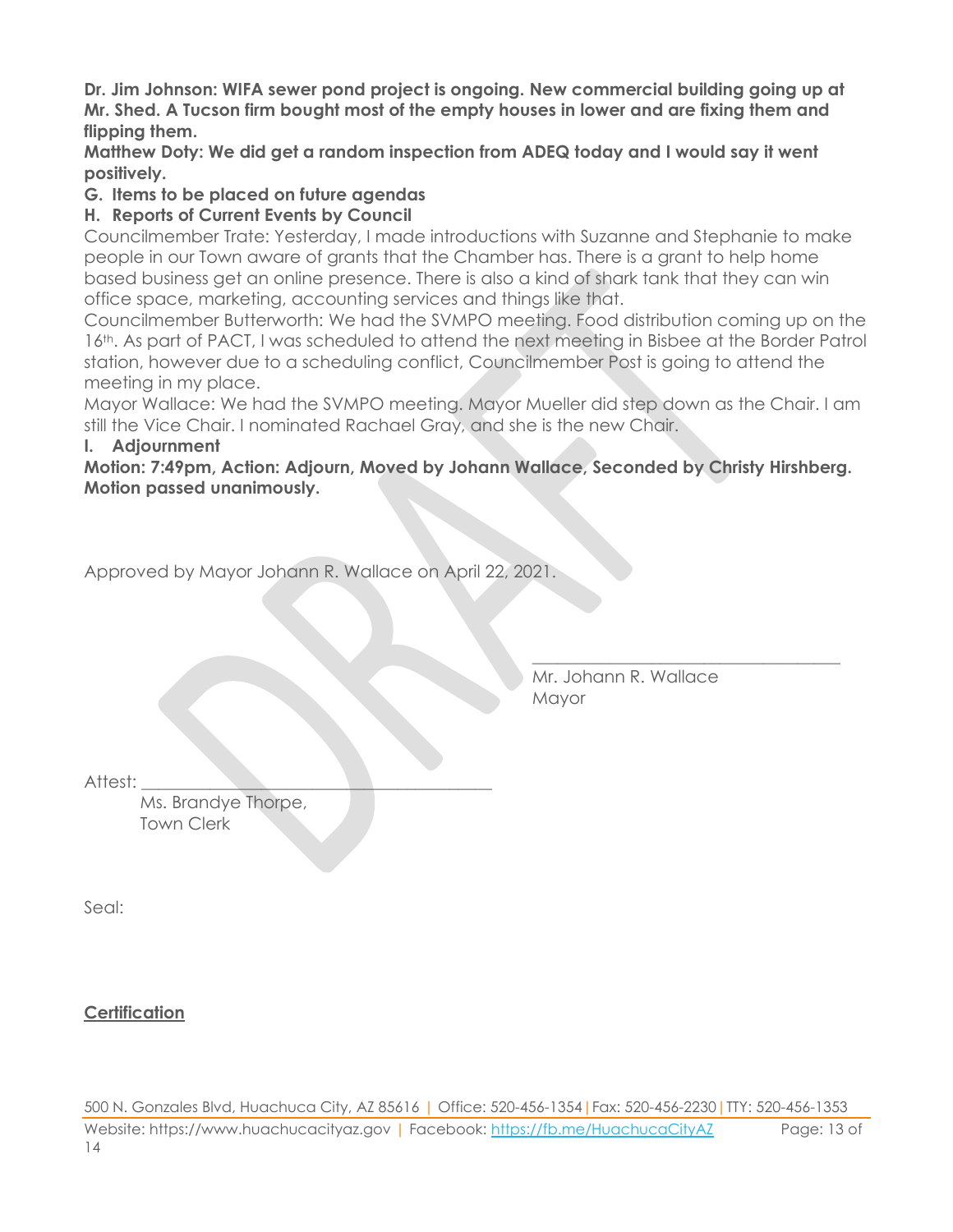**Dr. Jim Johnson: WIFA sewer pond project is ongoing. New commercial building going up at Mr. Shed. A Tucson firm bought most of the empty houses in lower and are fixing them and flipping them.**

**Matthew Doty: We did get a random inspection from ADEQ today and I would say it went positively.**

**G. Items to be placed on future agendas**

**H. Reports of Current Events by Council**

Councilmember Trate: Yesterday, I made introductions with Suzanne and Stephanie to make people in our Town aware of grants that the Chamber has. There is a grant to help home based business get an online presence. There is also a kind of shark tank that they can win office space, marketing, accounting services and things like that.

Councilmember Butterworth: We had the SVMPO meeting. Food distribution coming up on the 16th. As part of PACT, I was scheduled to attend the next meeting in Bisbee at the Border Patrol station, however due to a scheduling conflict, Councilmember Post is going to attend the meeting in my place.

Mayor Wallace: We had the SVMPO meeting. Mayor Mueller did step down as the Chair. I am still the Vice Chair. I nominated Rachael Gray, and she is the new Chair.

**I. Adjournment**

**Motion: 7:49pm, Action: Adjourn, Moved by Johann Wallace, Seconded by Christy Hirshberg. Motion passed unanimously.**

Approved by Mayor Johann R. Wallace on April 22, 2021.

\_\_\_\_\_\_\_\_\_\_\_\_\_\_\_\_\_\_\_\_\_\_\_\_\_\_\_\_\_\_\_\_\_\_\_\_

Mr. Johann R. Wallace
Mayor

Attest: \_\_\_\_\_\_\_\_\_\_\_\_\_\_\_\_\_\_\_\_\_\_\_\_\_\_\_\_\_\_\_\_\_\_\_\_\_\_\_\_

Ms. Brandye Thorpe,
Town Clerk

Seal:

**Certification**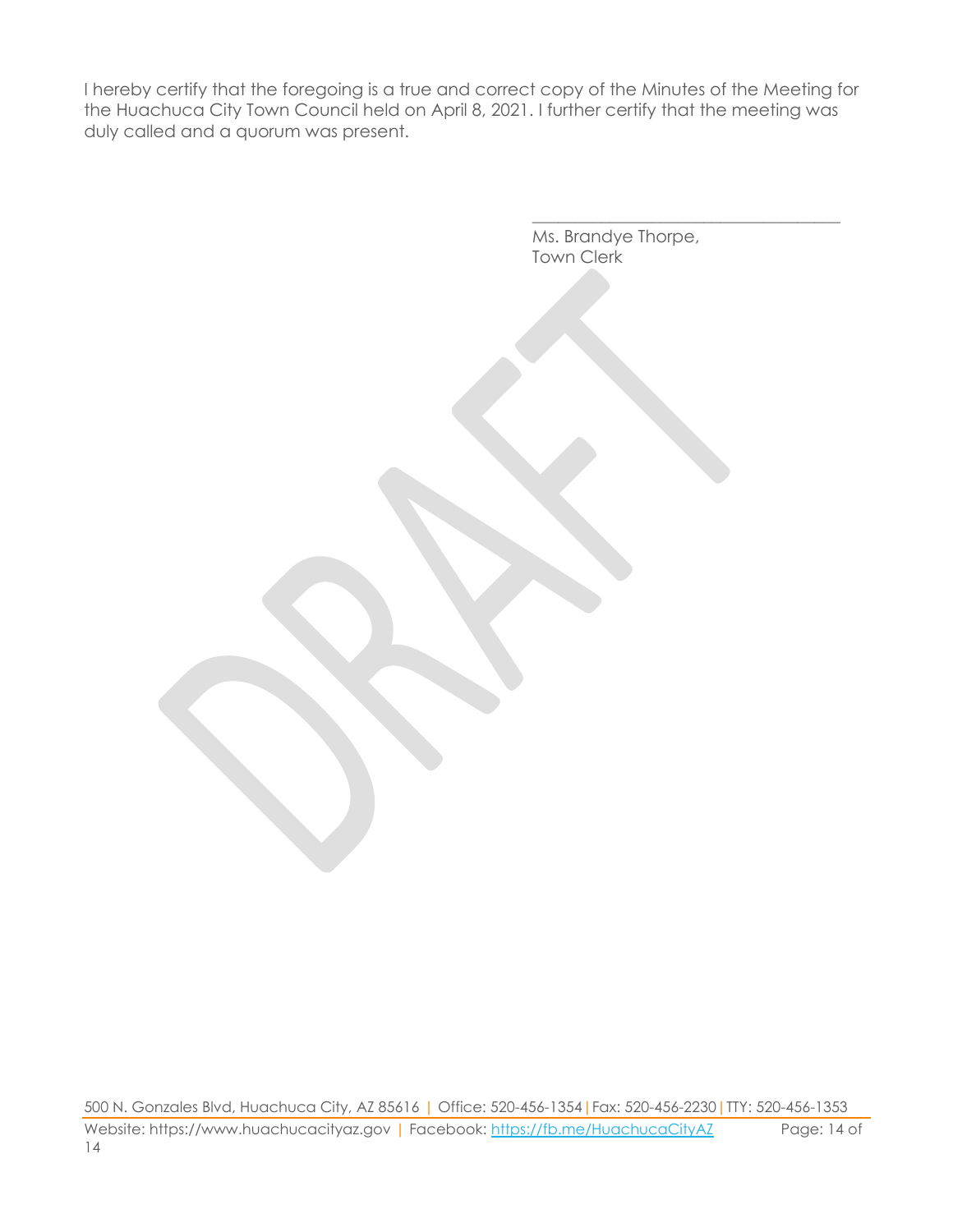I hereby certify that the foregoing is a true and correct copy of the Minutes of the Meeting for the Huachuca City Town Council held on April 8, 2021. I further certify that the meeting was duly called and a quorum was present.

\_\_\_\_\_\_\_\_\_\_\_\_\_\_\_\_\_\_\_\_\_\_\_\_\_\_\_\_\_\_\_\_\_\_\_\_\_\_

Ms. Brandye Thorpe,
Town Clerk

DRAFT